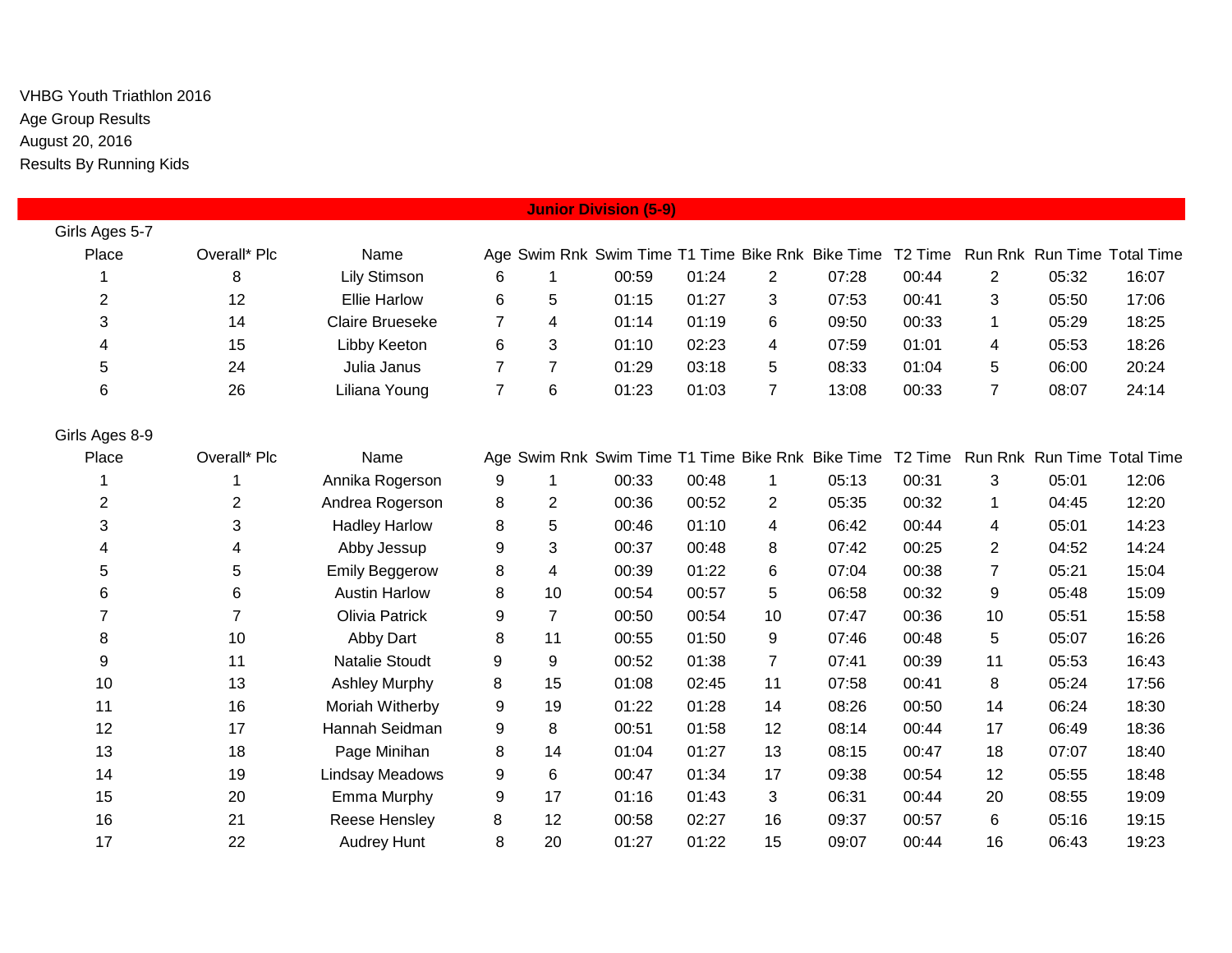VHBG Youth Triathlon 2016

Age Group Results

August 20, 2016

Results By Running Kids

## Junior Division (5-9)

### Girls Ages 5-7

| Place | Overall* Plc | Name | Age | Swim Rnk | Swim Time | T1 Time | Bike Rnk | Bike Time | T2 Time | Run Rnk | Run Time | Total Time |
|---|---|---|---|---|---|---|---|---|---|---|---|---|
| 1 | 8 | Lily Stimson | 6 | 1 | 00:59 | 01:24 | 2 | 07:28 | 00:44 | 2 | 05:32 | 16:07 |
| 2 | 12 | Ellie Harlow | 6 | 5 | 01:15 | 01:27 | 3 | 07:53 | 00:41 | 3 | 05:50 | 17:06 |
| 3 | 14 | Claire Brueseke | 7 | 4 | 01:14 | 01:19 | 6 | 09:50 | 00:33 | 1 | 05:29 | 18:25 |
| 4 | 15 | Libby Keeton | 6 | 3 | 01:10 | 02:23 | 4 | 07:59 | 01:01 | 4 | 05:53 | 18:26 |
| 5 | 24 | Julia Janus | 7 | 7 | 01:29 | 03:18 | 5 | 08:33 | 01:04 | 5 | 06:00 | 20:24 |
| 6 | 26 | Liliana Young | 7 | 6 | 01:23 | 01:03 | 7 | 13:08 | 00:33 | 7 | 08:07 | 24:14 |

### Girls Ages 8-9

| Place | Overall* Plc | Name | Age | Swim Rnk | Swim Time | T1 Time | Bike Rnk | Bike Time | T2 Time | Run Rnk | Run Time | Total Time |
|---|---|---|---|---|---|---|---|---|---|---|---|---|
| 1 | 1 | Annika Rogerson | 9 | 1 | 00:33 | 00:48 | 1 | 05:13 | 00:31 | 3 | 05:01 | 12:06 |
| 2 | 2 | Andrea Rogerson | 8 | 2 | 00:36 | 00:52 | 2 | 05:35 | 00:32 | 1 | 04:45 | 12:20 |
| 3 | 3 | Hadley Harlow | 8 | 5 | 00:46 | 01:10 | 4 | 06:42 | 00:44 | 4 | 05:01 | 14:23 |
| 4 | 4 | Abby Jessup | 9 | 3 | 00:37 | 00:48 | 8 | 07:42 | 00:25 | 2 | 04:52 | 14:24 |
| 5 | 5 | Emily Beggerow | 8 | 4 | 00:39 | 01:22 | 6 | 07:04 | 00:38 | 7 | 05:21 | 15:04 |
| 6 | 6 | Austin Harlow | 8 | 10 | 00:54 | 00:57 | 5 | 06:58 | 00:32 | 9 | 05:48 | 15:09 |
| 7 | 7 | Olivia Patrick | 9 | 7 | 00:50 | 00:54 | 10 | 07:47 | 00:36 | 10 | 05:51 | 15:58 |
| 8 | 10 | Abby Dart | 8 | 11 | 00:55 | 01:50 | 9 | 07:46 | 00:48 | 5 | 05:07 | 16:26 |
| 9 | 11 | Natalie Stoudt | 9 | 9 | 00:52 | 01:38 | 7 | 07:41 | 00:39 | 11 | 05:53 | 16:43 |
| 10 | 13 | Ashley Murphy | 8 | 15 | 01:08 | 02:45 | 11 | 07:58 | 00:41 | 8 | 05:24 | 17:56 |
| 11 | 16 | Moriah Witherby | 9 | 19 | 01:22 | 01:28 | 14 | 08:26 | 00:50 | 14 | 06:24 | 18:30 |
| 12 | 17 | Hannah Seidman | 9 | 8 | 00:51 | 01:58 | 12 | 08:14 | 00:44 | 17 | 06:49 | 18:36 |
| 13 | 18 | Page Minihan | 8 | 14 | 01:04 | 01:27 | 13 | 08:15 | 00:47 | 18 | 07:07 | 18:40 |
| 14 | 19 | Lindsay Meadows | 9 | 6 | 00:47 | 01:34 | 17 | 09:38 | 00:54 | 12 | 05:55 | 18:48 |
| 15 | 20 | Emma Murphy | 9 | 17 | 01:16 | 01:43 | 3 | 06:31 | 00:44 | 20 | 08:55 | 19:09 |
| 16 | 21 | Reese Hensley | 8 | 12 | 00:58 | 02:27 | 16 | 09:37 | 00:57 | 6 | 05:16 | 19:15 |
| 17 | 22 | Audrey Hunt | 8 | 20 | 01:27 | 01:22 | 15 | 09:07 | 00:44 | 16 | 06:43 | 19:23 |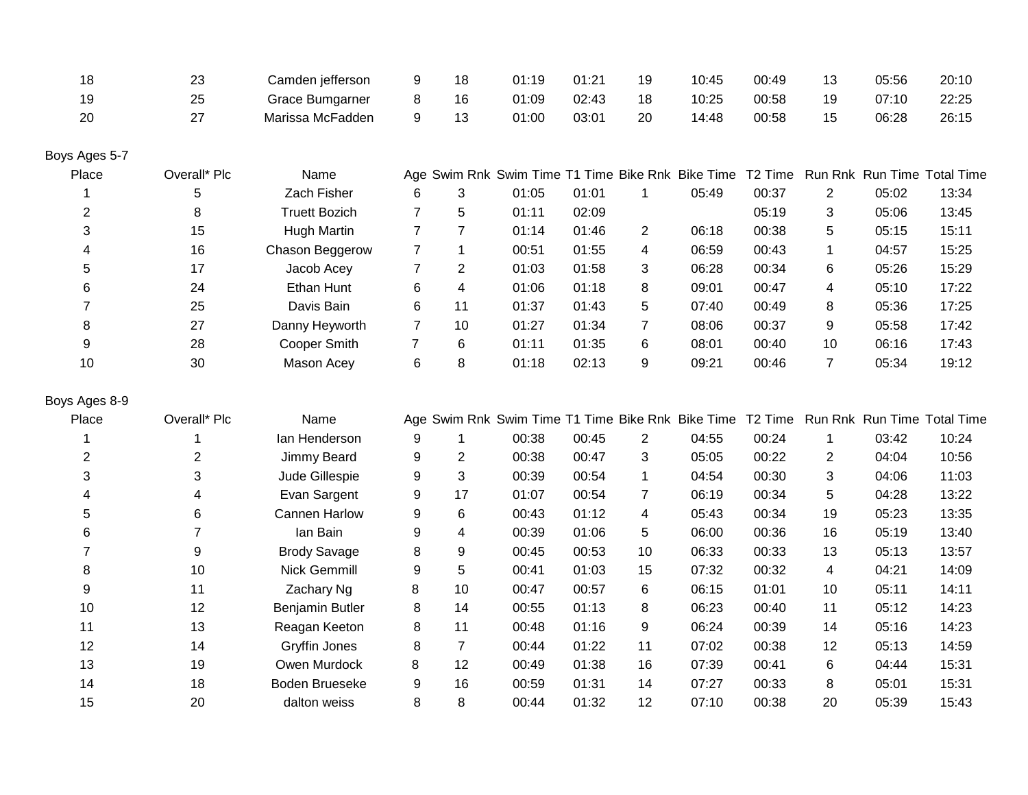| Place | Overall* Plc | Name | Age | Swim Rnk | Swim Time | T1 Time | Bike Rnk | Bike Time | T2 Time | Run Rnk | Run Time | Total Time |
|---|---|---|---|---|---|---|---|---|---|---|---|---|
| 18 | 23 | Camden jefferson | 9 | 18 | 01:19 | 01:21 | 19 | 10:45 | 00:49 | 13 | 05:56 | 20:10 |
| 19 | 25 | Grace Bumgarner | 8 | 16 | 01:09 | 02:43 | 18 | 10:25 | 00:58 | 19 | 07:10 | 22:25 |
| 20 | 27 | Marissa McFadden | 9 | 13 | 01:00 | 03:01 | 20 | 14:48 | 00:58 | 15 | 06:28 | 26:15 |

Boys Ages 5-7

| Place | Overall* Plc | Name | Age | Swim Rnk | Swim Time | T1 Time | Bike Rnk | Bike Time | T2 Time | Run Rnk | Run Time | Total Time |
|---|---|---|---|---|---|---|---|---|---|---|---|---|
| 1 | 5 | Zach Fisher | 6 | 3 | 01:05 | 01:01 | 1 | 05:49 | 00:37 | 2 | 05:02 | 13:34 |
| 2 | 8 | Truett Bozich | 7 | 5 | 01:11 | 02:09 | | | 05:19 | 3 | 05:06 | 13:45 |
| 3 | 15 | Hugh Martin | 7 | 7 | 01:14 | 01:46 | 2 | 06:18 | 00:38 | 5 | 05:15 | 15:11 |
| 4 | 16 | Chason Beggerow | 7 | 1 | 00:51 | 01:55 | 4 | 06:59 | 00:43 | 1 | 04:57 | 15:25 |
| 5 | 17 | Jacob Acey | 7 | 2 | 01:03 | 01:58 | 3 | 06:28 | 00:34 | 6 | 05:26 | 15:29 |
| 6 | 24 | Ethan Hunt | 6 | 4 | 01:06 | 01:18 | 8 | 09:01 | 00:47 | 4 | 05:10 | 17:22 |
| 7 | 25 | Davis Bain | 6 | 11 | 01:37 | 01:43 | 5 | 07:40 | 00:49 | 8 | 05:36 | 17:25 |
| 8 | 27 | Danny Heyworth | 7 | 10 | 01:27 | 01:34 | 7 | 08:06 | 00:37 | 9 | 05:58 | 17:42 |
| 9 | 28 | Cooper Smith | 7 | 6 | 01:11 | 01:35 | 6 | 08:01 | 00:40 | 10 | 06:16 | 17:43 |
| 10 | 30 | Mason Acey | 6 | 8 | 01:18 | 02:13 | 9 | 09:21 | 00:46 | 7 | 05:34 | 19:12 |

Boys Ages 8-9

| Place | Overall* Plc | Name | Age | Swim Rnk | Swim Time | T1 Time | Bike Rnk | Bike Time | T2 Time | Run Rnk | Run Time | Total Time |
|---|---|---|---|---|---|---|---|---|---|---|---|---|
| 1 | 1 | Ian Henderson | 9 | 1 | 00:38 | 00:45 | 2 | 04:55 | 00:24 | 1 | 03:42 | 10:24 |
| 2 | 2 | Jimmy Beard | 9 | 2 | 00:38 | 00:47 | 3 | 05:05 | 00:22 | 2 | 04:04 | 10:56 |
| 3 | 3 | Jude Gillespie | 9 | 3 | 00:39 | 00:54 | 1 | 04:54 | 00:30 | 3 | 04:06 | 11:03 |
| 4 | 4 | Evan Sargent | 9 | 17 | 01:07 | 00:54 | 7 | 06:19 | 00:34 | 5 | 04:28 | 13:22 |
| 5 | 6 | Cannen Harlow | 9 | 6 | 00:43 | 01:12 | 4 | 05:43 | 00:34 | 19 | 05:23 | 13:35 |
| 6 | 7 | Ian Bain | 9 | 4 | 00:39 | 01:06 | 5 | 06:00 | 00:36 | 16 | 05:19 | 13:40 |
| 7 | 9 | Brody Savage | 8 | 9 | 00:45 | 00:53 | 10 | 06:33 | 00:33 | 13 | 05:13 | 13:57 |
| 8 | 10 | Nick Gemmill | 9 | 5 | 00:41 | 01:03 | 15 | 07:32 | 00:32 | 4 | 04:21 | 14:09 |
| 9 | 11 | Zachary Ng | 8 | 10 | 00:47 | 00:57 | 6 | 06:15 | 01:01 | 10 | 05:11 | 14:11 |
| 10 | 12 | Benjamin Butler | 8 | 14 | 00:55 | 01:13 | 8 | 06:23 | 00:40 | 11 | 05:12 | 14:23 |
| 11 | 13 | Reagan Keeton | 8 | 11 | 00:48 | 01:16 | 9 | 06:24 | 00:39 | 14 | 05:16 | 14:23 |
| 12 | 14 | Gryffin Jones | 8 | 7 | 00:44 | 01:22 | 11 | 07:02 | 00:38 | 12 | 05:13 | 14:59 |
| 13 | 19 | Owen Murdock | 8 | 12 | 00:49 | 01:38 | 16 | 07:39 | 00:41 | 6 | 04:44 | 15:31 |
| 14 | 18 | Boden Brueseke | 9 | 16 | 00:59 | 01:31 | 14 | 07:27 | 00:33 | 8 | 05:01 | 15:31 |
| 15 | 20 | dalton weiss | 8 | 8 | 00:44 | 01:32 | 12 | 07:10 | 00:38 | 20 | 05:39 | 15:43 |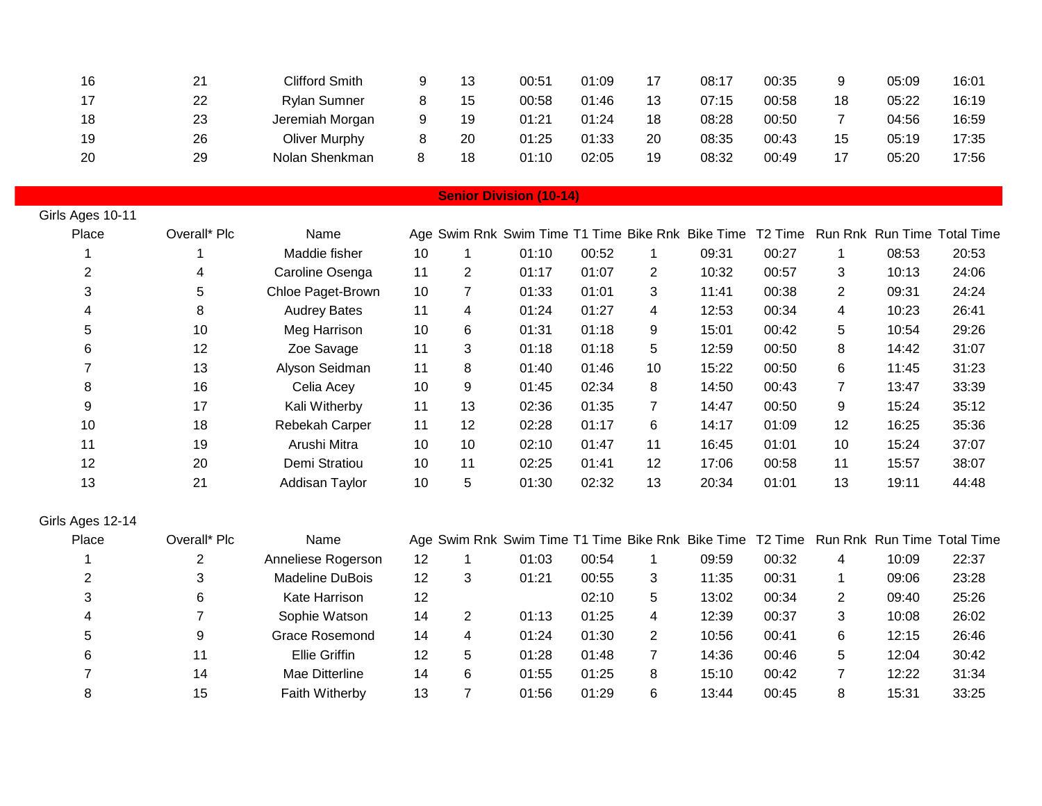| 16 | 21 | Clifford Smith | 9 | 13 | 00:51 | 01:09 | 17 | 08:17 | 00:35 | 9 | 05:09 | 16:01 |
|---|---|---|---|---|---|---|---|---|---|---|---|---|
| 17 | 22 | Rylan Sumner | 8 | 15 | 00:58 | 01:46 | 13 | 07:15 | 00:58 | 18 | 05:22 | 16:19 |
| 18 | 23 | Jeremiah Morgan | 9 | 19 | 01:21 | 01:24 | 18 | 08:28 | 00:50 | 7 | 04:56 | 16:59 |
| 19 | 26 | Oliver Murphy | 8 | 20 | 01:25 | 01:33 | 20 | 08:35 | 00:43 | 15 | 05:19 | 17:35 |
| 20 | 29 | Nolan Shenkman | 8 | 18 | 01:10 | 02:05 | 19 | 08:32 | 00:49 | 17 | 05:20 | 17:56 |

## Senior Division (10-14)

Girls Ages 10-11

| Place | Overall* Plc | Name | Age | Swim Rnk | Swim Time | T1 Time | Bike Rnk | Bike Time | T2 Time | Run Rnk | Run Time | Total Time |
|---|---|---|---|---|---|---|---|---|---|---|---|---|
| 1 | 1 | Maddie fisher | 10 | 1 | 01:10 | 00:52 | 1 | 09:31 | 00:27 | 1 | 08:53 | 20:53 |
| 2 | 4 | Caroline Osenga | 11 | 2 | 01:17 | 01:07 | 2 | 10:32 | 00:57 | 3 | 10:13 | 24:06 |
| 3 | 5 | Chloe Paget-Brown | 10 | 7 | 01:33 | 01:01 | 3 | 11:41 | 00:38 | 2 | 09:31 | 24:24 |
| 4 | 8 | Audrey Bates | 11 | 4 | 01:24 | 01:27 | 4 | 12:53 | 00:34 | 4 | 10:23 | 26:41 |
| 5 | 10 | Meg Harrison | 10 | 6 | 01:31 | 01:18 | 9 | 15:01 | 00:42 | 5 | 10:54 | 29:26 |
| 6 | 12 | Zoe Savage | 11 | 3 | 01:18 | 01:18 | 5 | 12:59 | 00:50 | 8 | 14:42 | 31:07 |
| 7 | 13 | Alyson Seidman | 11 | 8 | 01:40 | 01:46 | 10 | 15:22 | 00:50 | 6 | 11:45 | 31:23 |
| 8 | 16 | Celia Acey | 10 | 9 | 01:45 | 02:34 | 8 | 14:50 | 00:43 | 7 | 13:47 | 33:39 |
| 9 | 17 | Kali Witherby | 11 | 13 | 02:36 | 01:35 | 7 | 14:47 | 00:50 | 9 | 15:24 | 35:12 |
| 10 | 18 | Rebekah Carper | 11 | 12 | 02:28 | 01:17 | 6 | 14:17 | 01:09 | 12 | 16:25 | 35:36 |
| 11 | 19 | Arushi Mitra | 10 | 10 | 02:10 | 01:47 | 11 | 16:45 | 01:01 | 10 | 15:24 | 37:07 |
| 12 | 20 | Demi Stratiou | 10 | 11 | 02:25 | 01:41 | 12 | 17:06 | 00:58 | 11 | 15:57 | 38:07 |
| 13 | 21 | Addisan Taylor | 10 | 5 | 01:30 | 02:32 | 13 | 20:34 | 01:01 | 13 | 19:11 | 44:48 |

Girls Ages 12-14

| Place | Overall* Plc | Name | Age | Swim Rnk | Swim Time | T1 Time | Bike Rnk | Bike Time | T2 Time | Run Rnk | Run Time | Total Time |
|---|---|---|---|---|---|---|---|---|---|---|---|---|
| 1 | 2 | Anneliese Rogerson | 12 | 1 | 01:03 | 00:54 | 1 | 09:59 | 00:32 | 4 | 10:09 | 22:37 |
| 2 | 3 | Madeline DuBois | 12 | 3 | 01:21 | 00:55 | 3 | 11:35 | 00:31 | 1 | 09:06 | 23:28 |
| 3 | 6 | Kate Harrison | 12 | | | 02:10 | 5 | 13:02 | 00:34 | 2 | 09:40 | 25:26 |
| 4 | 7 | Sophie Watson | 14 | 2 | 01:13 | 01:25 | 4 | 12:39 | 00:37 | 3 | 10:08 | 26:02 |
| 5 | 9 | Grace Rosemond | 14 | 4 | 01:24 | 01:30 | 2 | 10:56 | 00:41 | 6 | 12:15 | 26:46 |
| 6 | 11 | Ellie Griffin | 12 | 5 | 01:28 | 01:48 | 7 | 14:36 | 00:46 | 5 | 12:04 | 30:42 |
| 7 | 14 | Mae Ditterline | 14 | 6 | 01:55 | 01:25 | 8 | 15:10 | 00:42 | 7 | 12:22 | 31:34 |
| 8 | 15 | Faith Witherby | 13 | 7 | 01:56 | 01:29 | 6 | 13:44 | 00:45 | 8 | 15:31 | 33:25 |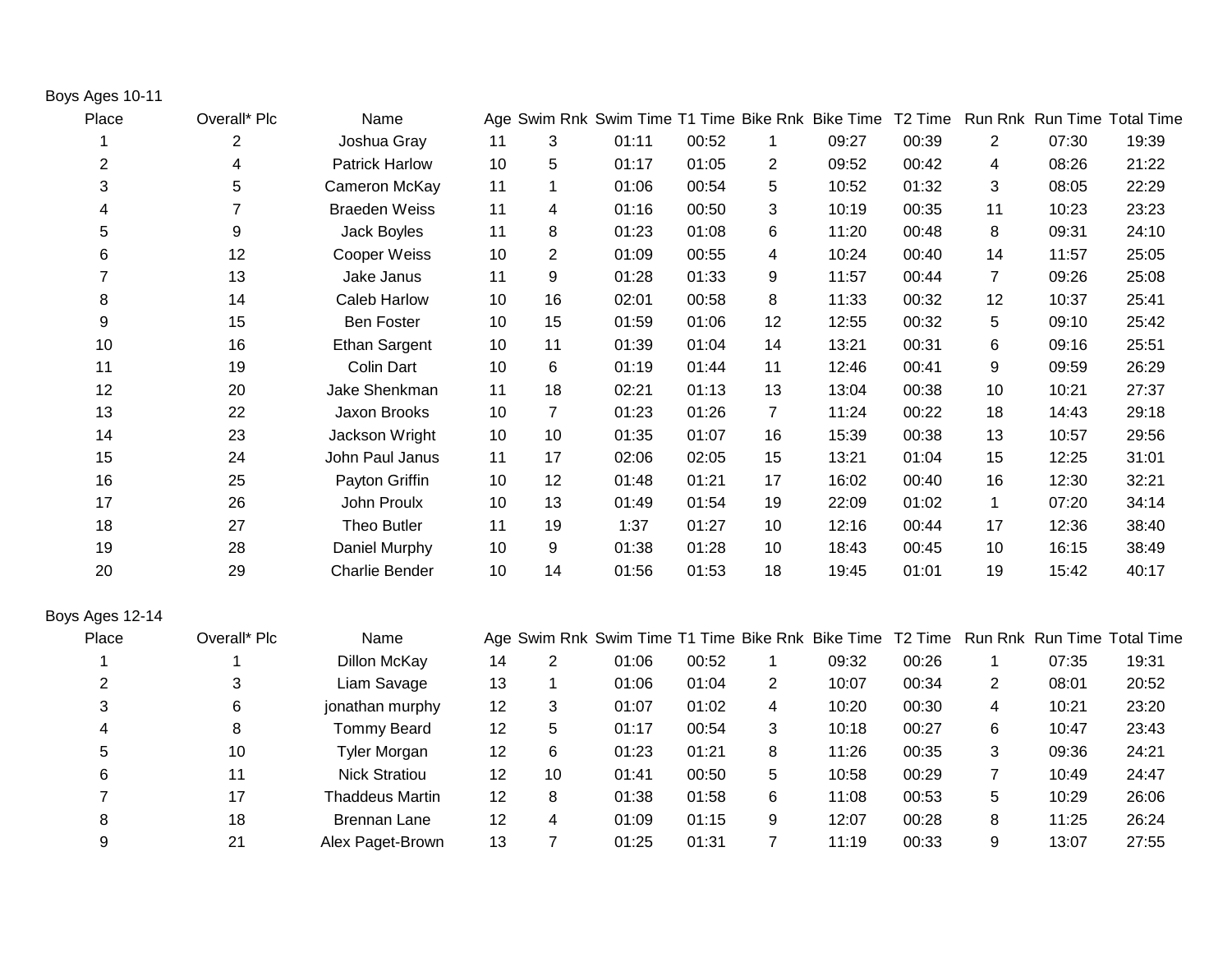Boys Ages 10-11

| Place | Overall* Plc | Name | Age | Swim Rnk | Swim Time | T1 Time | Bike Rnk | Bike Time | T2 Time | Run Rnk | Run Time | Total Time |
|---|---|---|---|---|---|---|---|---|---|---|---|---|
| 1 | 2 | Joshua Gray | 11 | 3 | 01:11 | 00:52 | 1 | 09:27 | 00:39 | 2 | 07:30 | 19:39 |
| 2 | 4 | Patrick Harlow | 10 | 5 | 01:17 | 01:05 | 2 | 09:52 | 00:42 | 4 | 08:26 | 21:22 |
| 3 | 5 | Cameron McKay | 11 | 1 | 01:06 | 00:54 | 5 | 10:52 | 01:32 | 3 | 08:05 | 22:29 |
| 4 | 7 | Braeden Weiss | 11 | 4 | 01:16 | 00:50 | 3 | 10:19 | 00:35 | 11 | 10:23 | 23:23 |
| 5 | 9 | Jack Boyles | 11 | 8 | 01:23 | 01:08 | 6 | 11:20 | 00:48 | 8 | 09:31 | 24:10 |
| 6 | 12 | Cooper Weiss | 10 | 2 | 01:09 | 00:55 | 4 | 10:24 | 00:40 | 14 | 11:57 | 25:05 |
| 7 | 13 | Jake Janus | 11 | 9 | 01:28 | 01:33 | 9 | 11:57 | 00:44 | 7 | 09:26 | 25:08 |
| 8 | 14 | Caleb Harlow | 10 | 16 | 02:01 | 00:58 | 8 | 11:33 | 00:32 | 12 | 10:37 | 25:41 |
| 9 | 15 | Ben Foster | 10 | 15 | 01:59 | 01:06 | 12 | 12:55 | 00:32 | 5 | 09:10 | 25:42 |
| 10 | 16 | Ethan Sargent | 10 | 11 | 01:39 | 01:04 | 14 | 13:21 | 00:31 | 6 | 09:16 | 25:51 |
| 11 | 19 | Colin Dart | 10 | 6 | 01:19 | 01:44 | 11 | 12:46 | 00:41 | 9 | 09:59 | 26:29 |
| 12 | 20 | Jake Shenkman | 11 | 18 | 02:21 | 01:13 | 13 | 13:04 | 00:38 | 10 | 10:21 | 27:37 |
| 13 | 22 | Jaxon Brooks | 10 | 7 | 01:23 | 01:26 | 7 | 11:24 | 00:22 | 18 | 14:43 | 29:18 |
| 14 | 23 | Jackson Wright | 10 | 10 | 01:35 | 01:07 | 16 | 15:39 | 00:38 | 13 | 10:57 | 29:56 |
| 15 | 24 | John Paul Janus | 11 | 17 | 02:06 | 02:05 | 15 | 13:21 | 01:04 | 15 | 12:25 | 31:01 |
| 16 | 25 | Payton Griffin | 10 | 12 | 01:48 | 01:21 | 17 | 16:02 | 00:40 | 16 | 12:30 | 32:21 |
| 17 | 26 | John Proulx | 10 | 13 | 01:49 | 01:54 | 19 | 22:09 | 01:02 | 1 | 07:20 | 34:14 |
| 18 | 27 | Theo Butler | 11 | 19 | 1:37 | 01:27 | 10 | 12:16 | 00:44 | 17 | 12:36 | 38:40 |
| 19 | 28 | Daniel Murphy | 10 | 9 | 01:38 | 01:28 | 10 | 18:43 | 00:45 | 10 | 16:15 | 38:49 |
| 20 | 29 | Charlie Bender | 10 | 14 | 01:56 | 01:53 | 18 | 19:45 | 01:01 | 19 | 15:42 | 40:17 |

Boys Ages 12-14

| Place | Overall* Plc | Name | Age | Swim Rnk | Swim Time | T1 Time | Bike Rnk | Bike Time | T2 Time | Run Rnk | Run Time | Total Time |
|---|---|---|---|---|---|---|---|---|---|---|---|---|
| 1 | 1 | Dillon McKay | 14 | 2 | 01:06 | 00:52 | 1 | 09:32 | 00:26 | 1 | 07:35 | 19:31 |
| 2 | 3 | Liam Savage | 13 | 1 | 01:06 | 01:04 | 2 | 10:07 | 00:34 | 2 | 08:01 | 20:52 |
| 3 | 6 | jonathan murphy | 12 | 3 | 01:07 | 01:02 | 4 | 10:20 | 00:30 | 4 | 10:21 | 23:20 |
| 4 | 8 | Tommy Beard | 12 | 5 | 01:17 | 00:54 | 3 | 10:18 | 00:27 | 6 | 10:47 | 23:43 |
| 5 | 10 | Tyler Morgan | 12 | 6 | 01:23 | 01:21 | 8 | 11:26 | 00:35 | 3 | 09:36 | 24:21 |
| 6 | 11 | Nick Stratiou | 12 | 10 | 01:41 | 00:50 | 5 | 10:58 | 00:29 | 7 | 10:49 | 24:47 |
| 7 | 17 | Thaddeus Martin | 12 | 8 | 01:38 | 01:58 | 6 | 11:08 | 00:53 | 5 | 10:29 | 26:06 |
| 8 | 18 | Brennan Lane | 12 | 4 | 01:09 | 01:15 | 9 | 12:07 | 00:28 | 8 | 11:25 | 26:24 |
| 9 | 21 | Alex Paget-Brown | 13 | 7 | 01:25 | 01:31 | 7 | 11:19 | 00:33 | 9 | 13:07 | 27:55 |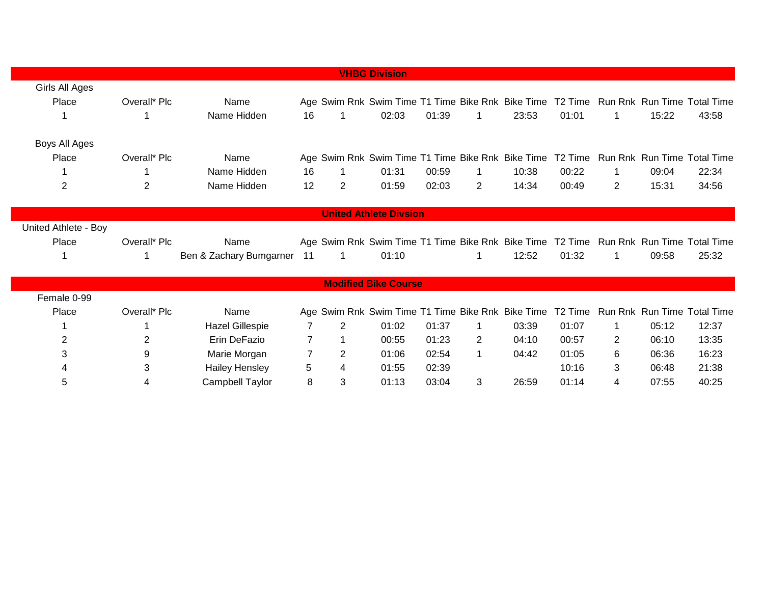## VHBG Division

### Girls All Ages

| Place | Overall* Plc | Name | Age | Swim Rnk | Swim Time | T1 Time | Bike Rnk | Bike Time | T2 Time | Run Rnk | Run Time | Total Time |
|---|---|---|---|---|---|---|---|---|---|---|---|---|
| 1 | 1 | Name Hidden | 16 | 1 | 02:03 | 01:39 | 1 | 23:53 | 01:01 | 1 | 15:22 | 43:58 |

### Boys All Ages

| Place | Overall* Plc | Name | Age | Swim Rnk | Swim Time | T1 Time | Bike Rnk | Bike Time | T2 Time | Run Rnk | Run Time | Total Time |
|---|---|---|---|---|---|---|---|---|---|---|---|---|
| 1 | 1 | Name Hidden | 16 | 1 | 01:31 | 00:59 | 1 | 10:38 | 00:22 | 1 | 09:04 | 22:34 |
| 2 | 2 | Name Hidden | 12 | 2 | 01:59 | 02:03 | 2 | 14:34 | 00:49 | 2 | 15:31 | 34:56 |

## United Athlete Divsion

### United Athlete - Boy

| Place | Overall* Plc | Name | Age | Swim Rnk | Swim Time | T1 Time | Bike Rnk | Bike Time | T2 Time | Run Rnk | Run Time | Total Time |
|---|---|---|---|---|---|---|---|---|---|---|---|---|
| 1 | 1 | Ben & Zachary Bumgarner | 11 | 1 | 01:10 | | 1 | 12:52 | 01:32 | 1 | 09:58 | 25:32 |

## Modified Bike Course

### Female 0-99

| Place | Overall* Plc | Name | Age | Swim Rnk | Swim Time | T1 Time | Bike Rnk | Bike Time | T2 Time | Run Rnk | Run Time | Total Time |
|---|---|---|---|---|---|---|---|---|---|---|---|---|
| 1 | 1 | Hazel Gillespie | 7 | 2 | 01:02 | 01:37 | 1 | 03:39 | 01:07 | 1 | 05:12 | 12:37 |
| 2 | 2 | Erin DeFazio | 7 | 1 | 00:55 | 01:23 | 2 | 04:10 | 00:57 | 2 | 06:10 | 13:35 |
| 3 | 9 | Marie Morgan | 7 | 2 | 01:06 | 02:54 | 1 | 04:42 | 01:05 | 6 | 06:36 | 16:23 |
| 4 | 3 | Hailey Hensley | 5 | 4 | 01:55 | 02:39 | | | 10:16 | 3 | 06:48 | 21:38 |
| 5 | 4 | Campbell Taylor | 8 | 3 | 01:13 | 03:04 | 3 | 26:59 | 01:14 | 4 | 07:55 | 40:25 |